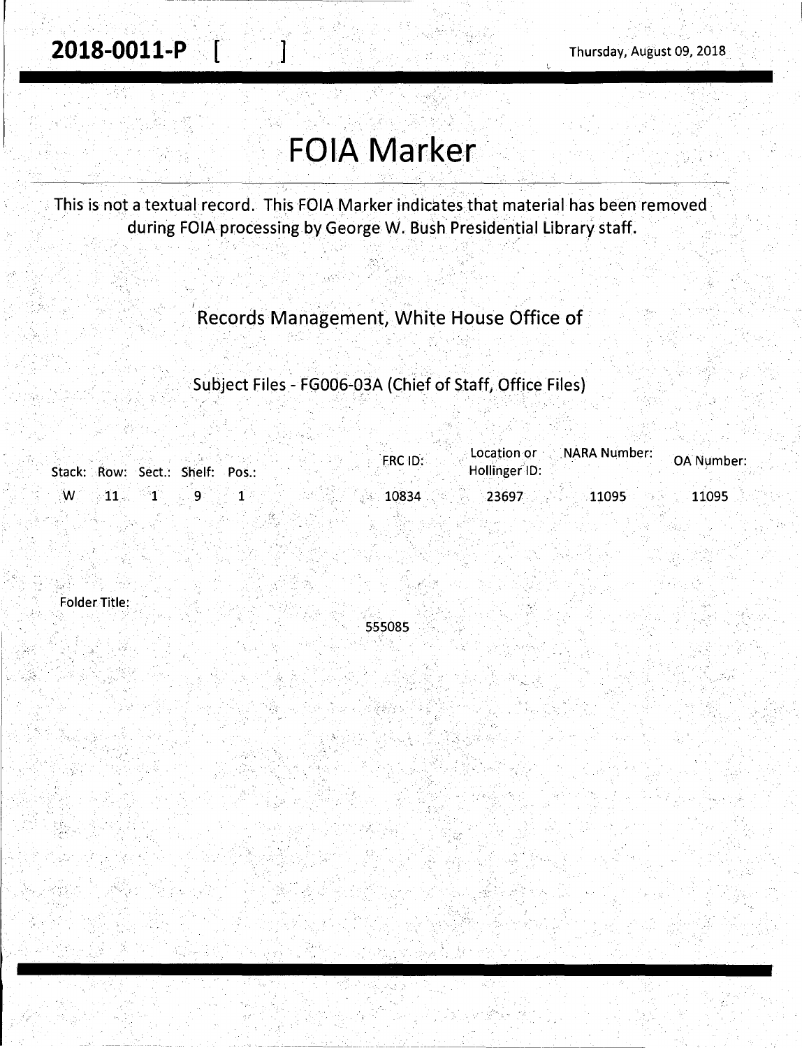**2018-0011-P [ ]** Thursday, August 09, 2018

# FOIA Marker

This is not a textual record. This FOIA Marker indicates that material has been removed during FOIA processing by George W. Bush Presidential Library staff.

Records Management, White House Office of

Subject Files - FG006-03A (Chief of Staff, Office Files)

| Stack: | Row: | Sect.: | Shelf: | Pos.: | FRC ID: | Location or Hollinger ID: | NARA Number: | OA Number: |
|---|---|---|---|---|---|---|---|---|
| W | 11 | 1 | 9 | 1 | 10834 | 23697 | 11095 | 11095 |

Folder Title:

555085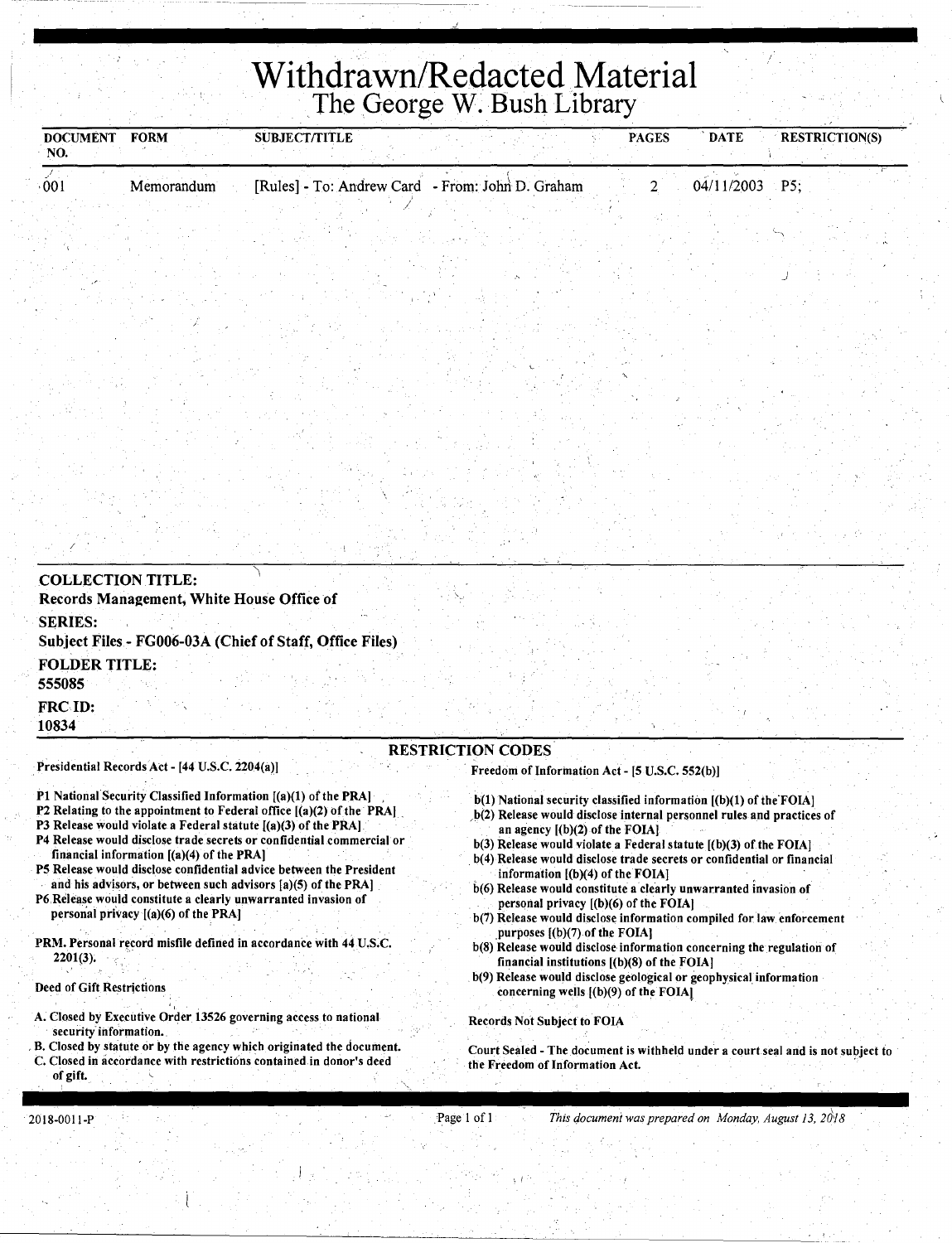# Withdrawn/Redacted Material

## The George W. Bush Library

| DOCUMENT NO. | FORM | SUBJECT/TITLE | PAGES | DATE | RESTRICTION(S) |
|---|---|---|---|---|---|
| 001 | Memorandum | [Rules] - To: Andrew Card - From: John D. Graham | 2 | 04/11/2003 | P5; |

**COLLECTION TITLE:**
Records Management, White House Office of

**SERIES:**
Subject Files - FG006-03A (Chief of Staff, Office Files)

**FOLDER TITLE:**
555085

**FRC ID:**
10834

### RESTRICTION CODES

Presidential Records Act - [44 U.S.C. 2204(a)]

- P1 National Security Classified Information [(a)(1) of the PRA]
- P2 Relating to the appointment to Federal office [(a)(2) of the PRA]
- P3 Release would violate a Federal statute [(a)(3) of the PRA]
- P4 Release would disclose trade secrets or confidential commercial or financial information [(a)(4) of the PRA]
- P5 Release would disclose confidential advice between the President and his advisors, or between such advisors [a)(5) of the PRA]
- P6 Release would constitute a clearly unwarranted invasion of personal privacy [(a)(6) of the PRA]

PRM. Personal record misfile defined in accordance with 44 U.S.C. 2201(3).

Deed of Gift Restrictions

- A. Closed by Executive Order 13526 governing access to national security information.
- B. Closed by statute or by the agency which originated the document.
- C. Closed in accordance with restrictions contained in donor's deed of gift.

Freedom of Information Act - [5 U.S.C. 552(b)]

- b(1) National security classified information [(b)(1) of the FOIA]
- b(2) Release would disclose internal personnel rules and practices of an agency [(b)(2) of the FOIA]
- b(3) Release would violate a Federal statute [(b)(3) of the FOIA]
- b(4) Release would disclose trade secrets or confidential or financial information [(b)(4) of the FOIA]
- b(6) Release would constitute a clearly unwarranted invasion of personal privacy [(b)(6) of the FOIA]
- b(7) Release would disclose information compiled for law enforcement purposes [(b)(7) of the FOIA]
- b(8) Release would disclose information concerning the regulation of financial institutions [(b)(8) of the FOIA]
- b(9) Release would disclose geological or geophysical information concerning wells [(b)(9) of the FOIA]

Records Not Subject to FOIA

Court Sealed - The document is withheld under a court seal and is not subject to the Freedom of Information Act.

2018-0011-P

*This document was prepared on Monday, August 13, 2018*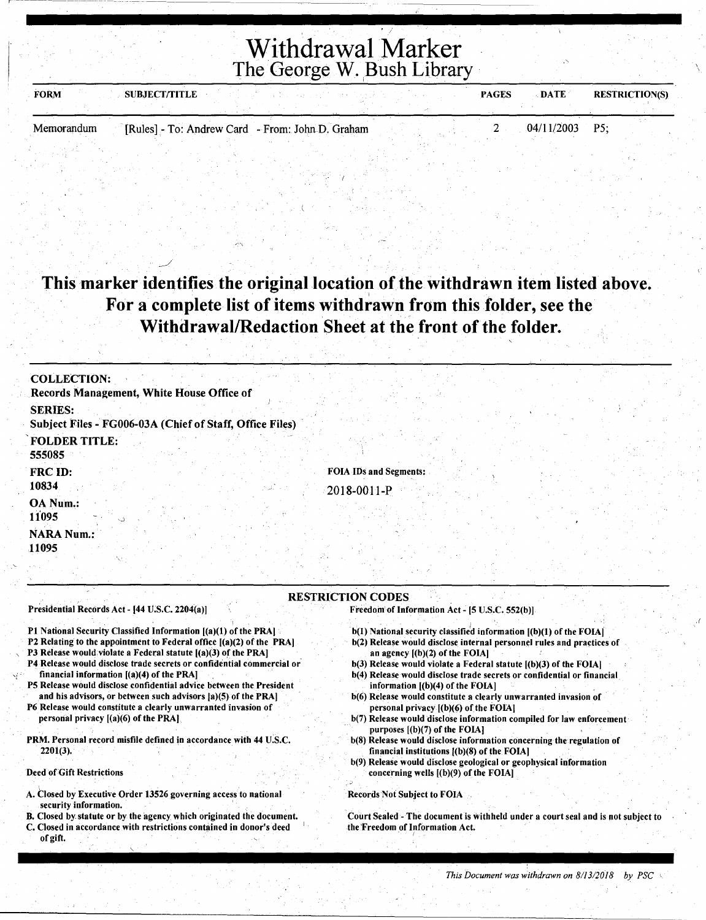# Withdrawal Marker
## The George W. Bush Library

| FORM | SUBJECT/TITLE | PAGES | DATE | RESTRICTION(S) |
|---|---|---|---|---|
| Memorandum | [Rules] - To: Andrew Card - From: John D. Graham | 2 | 04/11/2003 | P5; |

**This marker identifies the original location of the withdrawn item listed above. For a complete list of items withdrawn from this folder, see the Withdrawal/Redaction Sheet at the front of the folder.**

**COLLECTION:**
**Records Management, White House Office of**

**SERIES:**
**Subject Files - FG006-03A (Chief of Staff, Office Files)**

**FOLDER TITLE:**
**555085**

**FRC ID:**
**10834**

**OA Num.:**
**11095**

**NARA Num.:**
**11095**

**FOIA IDs and Segments:**
2018-0011-P

### RESTRICTION CODES

Presidential Records Act - [44 U.S.C. 2204(a)]

P1 National Security Classified Information [(a)(1) of the PRA]
P2 Relating to the appointment to Federal office [(a)(2) of the PRA]
P3 Release would violate a Federal statute [(a)(3) of the PRA]
P4 Release would disclose trade secrets or confidential commercial or financial information [(a)(4) of the PRA]
P5 Release would disclose confidential advice between the President and his advisors, or between such advisors [a)(5) of the PRA]
P6 Release would constitute a clearly unwarranted invasion of personal privacy [(a)(6) of the PRA]

PRM. Personal record misfile defined in accordance with 44 U.S.C. 2201(3).

Deed of Gift Restrictions

A. Closed by Executive Order 13526 governing access to national security information.
B. Closed by statute or by the agency which originated the document.
C. Closed in accordance with restrictions contained in donor's deed of gift.

Freedom of Information Act - [5 U.S.C. 552(b)]

b(1) National security classified information [(b)(1) of the FOIA]
b(2) Release would disclose internal personnel rules and practices of an agency [(b)(2) of the FOIA]
b(3) Release would violate a Federal statute [(b)(3) of the FOIA]
b(4) Release would disclose trade secrets or confidential or financial information [(b)(4) of the FOIA]
b(6) Release would constitute a clearly unwarranted invasion of personal privacy [(b)(6) of the FOIA]
b(7) Release would disclose information compiled for law enforcement purposes [(b)(7) of the FOIA]
b(8) Release would disclose information concerning the regulation of financial institutions [(b)(8) of the FOIA]
b(9) Release would disclose geological or geophysical information concerning wells [(b)(9) of the FOIA]

Records Not Subject to FOIA

Court Sealed - The document is withheld under a court seal and is not subject to the Freedom of Information Act.

*This Document was withdrawn on 8/13/2018 by PSC*